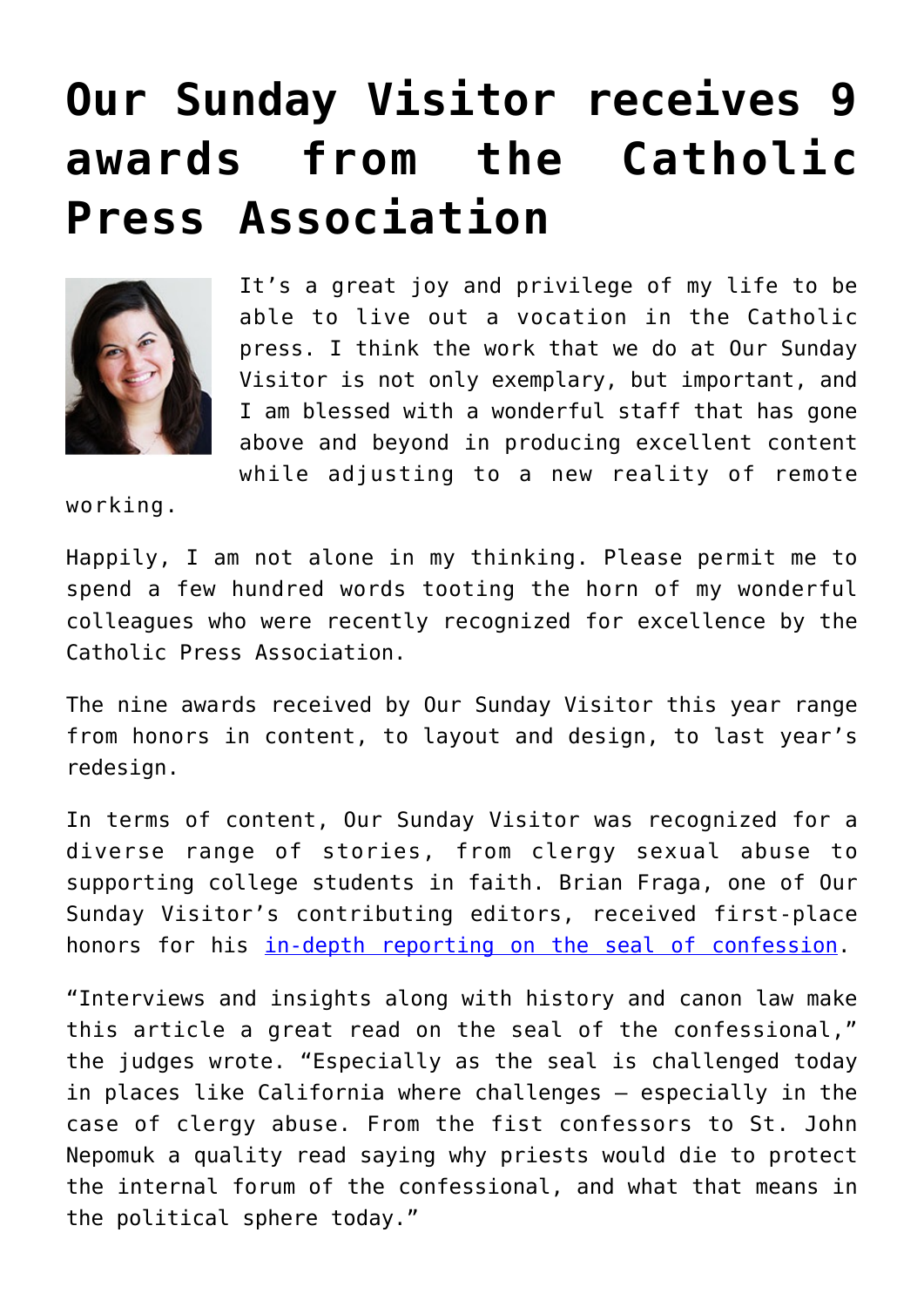# Our Sunday Visitor receives 9 awards from the Catholic Press Association

It's a great joy and privilege of my life to be able to live out a vocation in the Catholic press. I think the work that we do at Our Sunday Visitor is not only exemplary, but important, and I am blessed with a wonderful staff that has gone above and beyond in producing excellent content while adjusting to a new reality of remote working.

Happily, I am not alone in my thinking. Please permit me to spend a few hundred words tooting the horn of my wonderful colleagues who were recently recognized for excellence by the Catholic Press Association.

The nine awards received by Our Sunday Visitor this year range from honors in content, to layout and design, to last year's redesign.

In terms of content, Our Sunday Visitor was recognized for a diverse range of stories, from clergy sexual abuse to supporting college students in faith. Brian Fraga, one of Our Sunday Visitor's contributing editors, received first-place honors for his in-depth reporting on the seal of confession.

"Interviews and insights along with history and canon law make this article a great read on the seal of the confessional," the judges wrote. "Especially as the seal is challenged today in places like California where challenges — especially in the case of clergy abuse. From the fist confessors to St. John Nepomuk a quality read saying why priests would die to protect the internal forum of the confessional, and what that means in the political sphere today."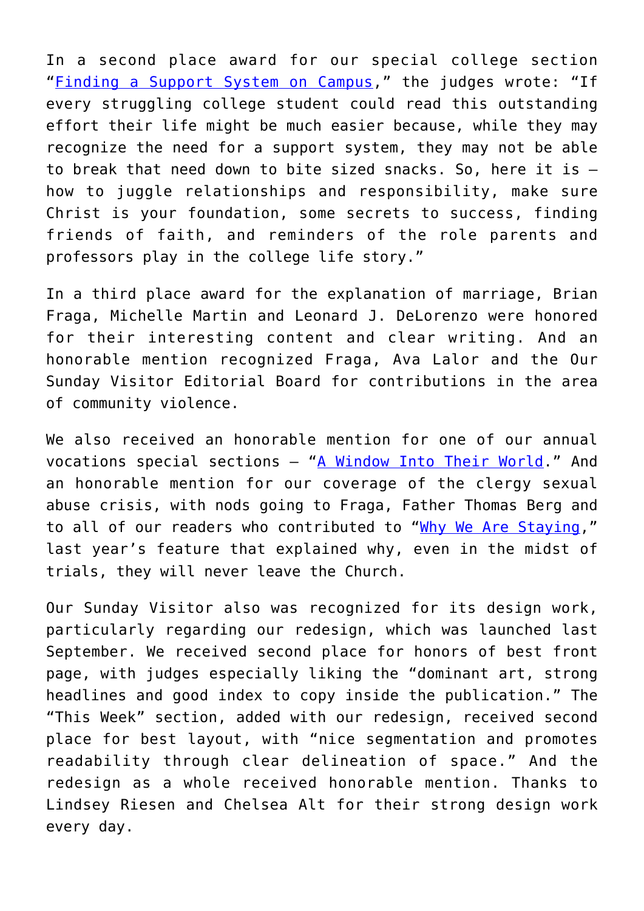In a second place award for our special college section "[Finding a Support System on Campus](#)," the judges wrote: "If every struggling college student could read this outstanding effort their life might be much easier because, while they may recognize the need for a support system, they may not be able to break that need down to bite sized snacks. So, here it is – how to juggle relationships and responsibility, make sure Christ is your foundation, some secrets to success, finding friends of faith, and reminders of the role parents and professors play in the college life story."

In a third place award for the explanation of marriage, Brian Fraga, Michelle Martin and Leonard J. DeLorenzo were honored for their interesting content and clear writing. And an honorable mention recognized Fraga, Ava Lalor and the Our Sunday Visitor Editorial Board for contributions in the area of community violence.

We also received an honorable mention for one of our annual vocations special sections – "[A Window Into Their World](#)." And an honorable mention for our coverage of the clergy sexual abuse crisis, with nods going to Fraga, Father Thomas Berg and to all of our readers who contributed to "[Why We Are Staying](#)," last year's feature that explained why, even in the midst of trials, they will never leave the Church.

Our Sunday Visitor also was recognized for its design work, particularly regarding our redesign, which was launched last September. We received second place for honors of best front page, with judges especially liking the "dominant art, strong headlines and good index to copy inside the publication." The "This Week" section, added with our redesign, received second place for best layout, with "nice segmentation and promotes readability through clear delineation of space." And the redesign as a whole received honorable mention. Thanks to Lindsey Riesen and Chelsea Alt for their strong design work every day.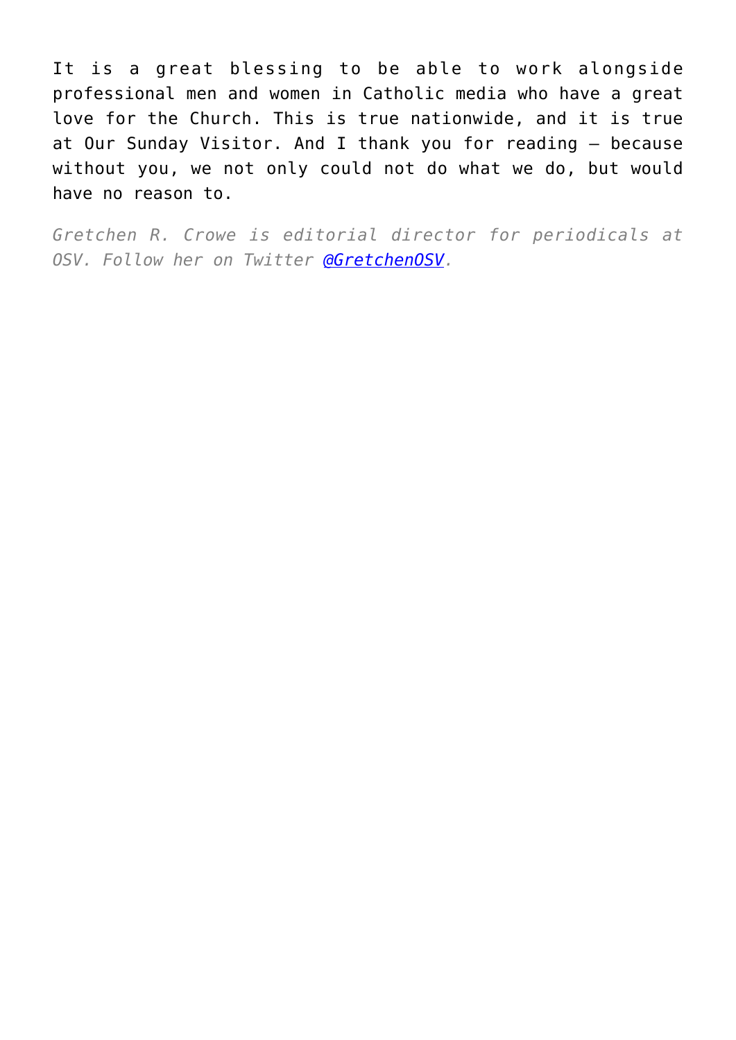It is a great blessing to be able to work alongside professional men and women in Catholic media who have a great love for the Church. This is true nationwide, and it is true at Our Sunday Visitor. And I thank you for reading — because without you, we not only could not do what we do, but would have no reason to.

*Gretchen R. Crowe is editorial director for periodicals at OSV. Follow her on Twitter @GretchenOSV.*